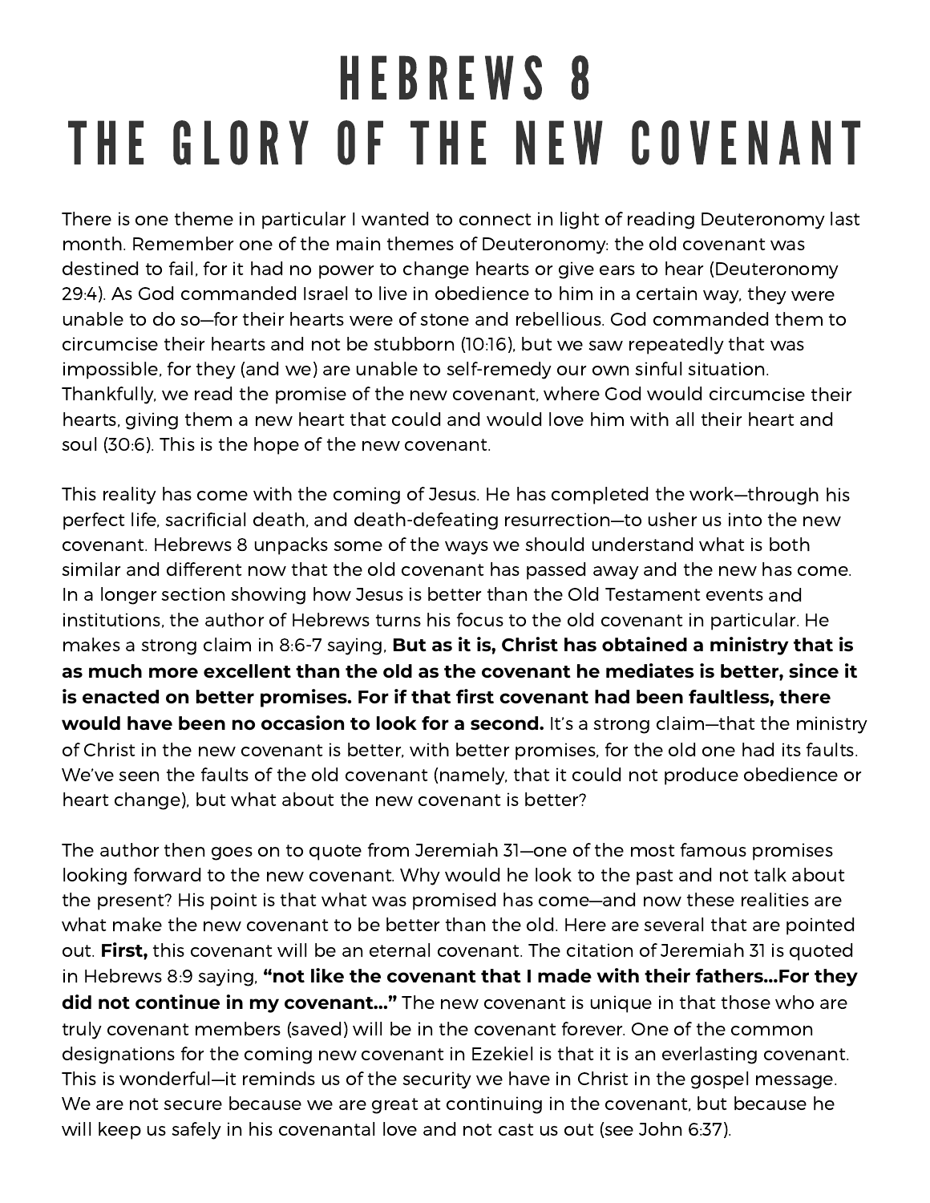# HEBREWS 8
# THE GLORY OF THE NEW COVENANT

There is one theme in particular I wanted to connect in light of reading Deuteronomy last month. Remember one of the main themes of Deuteronomy: the old covenant was destined to fail, for it had no power to change hearts or give ears to hear (Deuteronomy 29:4). As God commanded Israel to live in obedience to him in a certain way, they were unable to do so—for their hearts were of stone and rebellious. God commanded them to circumcise their hearts and not be stubborn (10:16), but we saw repeatedly that was impossible, for they (and we) are unable to self-remedy our own sinful situation. Thankfully, we read the promise of the new covenant, where God would circumcise their hearts, giving them a new heart that could and would love him with all their heart and soul (30:6). This is the hope of the new covenant.

This reality has come with the coming of Jesus. He has completed the work—through his perfect life, sacrificial death, and death-defeating resurrection—to usher us into the new covenant. Hebrews 8 unpacks some of the ways we should understand what is both similar and different now that the old covenant has passed away and the new has come. In a longer section showing how Jesus is better than the Old Testament events and institutions, the author of Hebrews turns his focus to the old covenant in particular. He makes a strong claim in 8:6-7 saying, **But as it is, Christ has obtained a ministry that is as much more excellent than the old as the covenant he mediates is better, since it is enacted on better promises. For if that first covenant had been faultless, there would have been no occasion to look for a second.** It's a strong claim—that the ministry of Christ in the new covenant is better, with better promises, for the old one had its faults. We've seen the faults of the old covenant (namely, that it could not produce obedience or heart change), but what about the new covenant is better?

The author then goes on to quote from Jeremiah 31—one of the most famous promises looking forward to the new covenant. Why would he look to the past and not talk about the present? His point is that what was promised has come—and now these realities are what make the new covenant to be better than the old. Here are several that are pointed out. **First,** this covenant will be an eternal covenant. The citation of Jeremiah 31 is quoted in Hebrews 8:9 saying, **"not like the covenant that I made with their fathers…For they did not continue in my covenant…"** The new covenant is unique in that those who are truly covenant members (saved) will be in the covenant forever. One of the common designations for the coming new covenant in Ezekiel is that it is an everlasting covenant. This is wonderful—it reminds us of the security we have in Christ in the gospel message. We are not secure because we are great at continuing in the covenant, but because he will keep us safely in his covenantal love and not cast us out (see John 6:37).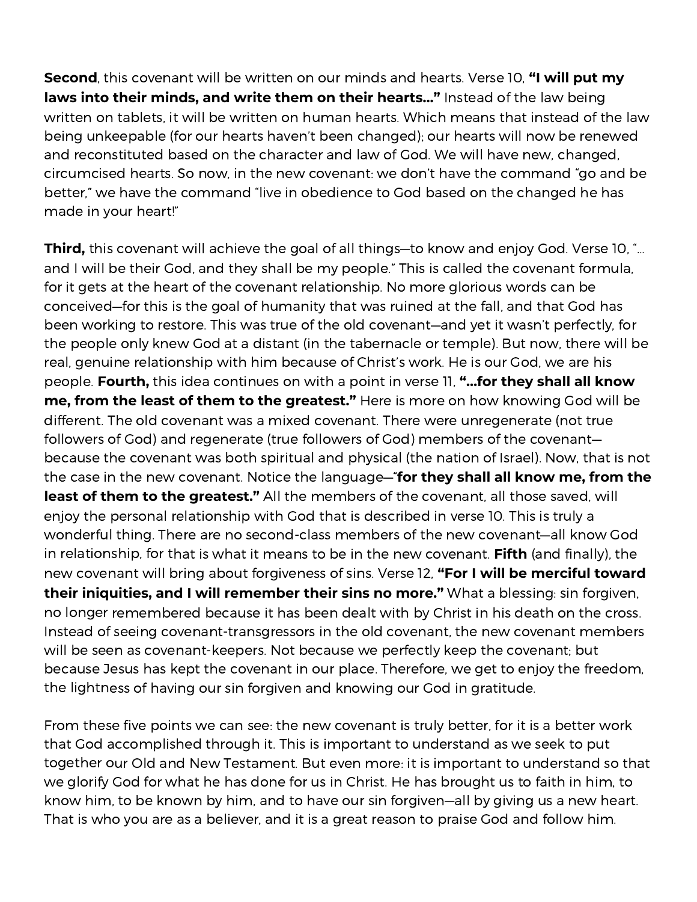**Second**, this covenant will be written on our minds and hearts. Verse 10, **"I will put my laws into their minds, and write them on their hearts…"** Instead of the law being written on tablets, it will be written on human hearts. Which means that instead of the law being unkeepable (for our hearts haven't been changed); our hearts will now be renewed and reconstituted based on the character and law of God. We will have new, changed, circumcised hearts. So now, in the new covenant: we don't have the command "go and be better," we have the command "live in obedience to God based on the changed he has made in your heart!"

**Third,** this covenant will achieve the goal of all things—to know and enjoy God. Verse 10, "…and I will be their God, and they shall be my people." This is called the covenant formula, for it gets at the heart of the covenant relationship. No more glorious words can be conceived—for this is the goal of humanity that was ruined at the fall, and that God has been working to restore. This was true of the old covenant—and yet it wasn't perfectly, for the people only knew God at a distant (in the tabernacle or temple). But now, there will be real, genuine relationship with him because of Christ's work. He is our God, we are his people. **Fourth,** this idea continues on with a point in verse 11, **"…for they shall all know me, from the least of them to the greatest."** Here is more on how knowing God will be different. The old covenant was a mixed covenant. There were unregenerate (not true followers of God) and regenerate (true followers of God) members of the covenant—because the covenant was both spiritual and physical (the nation of Israel). Now, that is not the case in the new covenant. Notice the language—"**for they shall all know me, from the least of them to the greatest."** All the members of the covenant, all those saved, will enjoy the personal relationship with God that is described in verse 10. This is truly a wonderful thing. There are no second-class members of the new covenant—all know God in relationship, for that is what it means to be in the new covenant. **Fifth** (and finally), the new covenant will bring about forgiveness of sins. Verse 12, **"For I will be merciful toward their iniquities, and I will remember their sins no more."** What a blessing: sin forgiven, no longer remembered because it has been dealt with by Christ in his death on the cross. Instead of seeing covenant-transgressors in the old covenant, the new covenant members will be seen as covenant-keepers. Not because we perfectly keep the covenant; but because Jesus has kept the covenant in our place. Therefore, we get to enjoy the freedom, the lightness of having our sin forgiven and knowing our God in gratitude.

From these five points we can see: the new covenant is truly better, for it is a better work that God accomplished through it. This is important to understand as we seek to put together our Old and New Testament. But even more: it is important to understand so that we glorify God for what he has done for us in Christ. He has brought us to faith in him, to know him, to be known by him, and to have our sin forgiven—all by giving us a new heart. That is who you are as a believer, and it is a great reason to praise God and follow him.